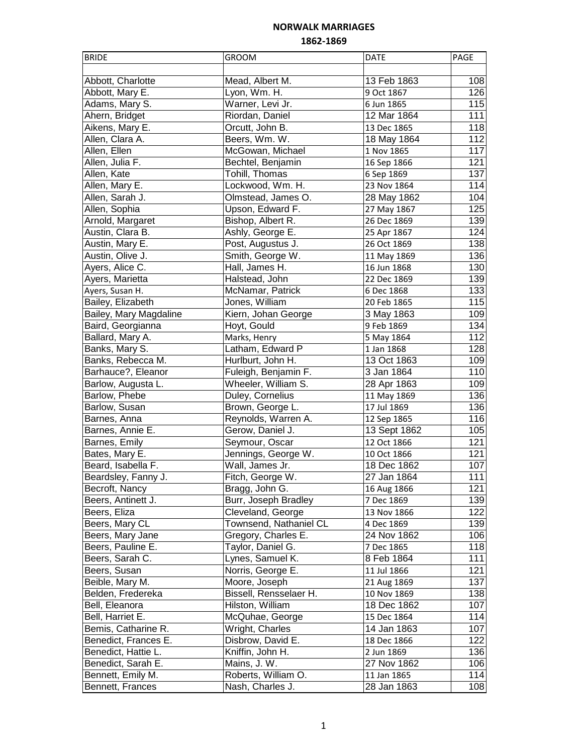# NORWALK MARRIAGES

## 1862-1869

| BRIDE | GROOM | DATE | PAGE |
|---|---|---|---|
| | | | |
| Abbott, Charlotte | Mead, Albert M. | 13 Feb 1863 | 108 |
| Abbott, Mary E. | Lyon, Wm. H. | 9 Oct 1867 | 126 |
| Adams, Mary S. | Warner, Levi Jr. | 6 Jun 1865 | 115 |
| Ahern, Bridget | Riordan, Daniel | 12 Mar 1864 | 111 |
| Aikens, Mary E. | Orcutt, John B. | 13 Dec 1865 | 118 |
| Allen, Clara A. | Beers, Wm. W. | 18 May 1864 | 112 |
| Allen, Ellen | McGowan, Michael | 1 Nov 1865 | 117 |
| Allen, Julia F. | Bechtel, Benjamin | 16 Sep 1866 | 121 |
| Allen, Kate | Tohill, Thomas | 6 Sep 1869 | 137 |
| Allen, Mary E. | Lockwood, Wm. H. | 23 Nov 1864 | 114 |
| Allen, Sarah J. | Olmstead, James O. | 28 May 1862 | 104 |
| Allen, Sophia | Upson, Edward F. | 27 May 1867 | 125 |
| Arnold, Margaret | Bishop, Albert R. | 26 Dec 1869 | 139 |
| Austin, Clara B. | Ashly, George E. | 25 Apr 1867 | 124 |
| Austin, Mary E. | Post, Augustus J. | 26 Oct 1869 | 138 |
| Austin, Olive J. | Smith, George W. | 11 May 1869 | 136 |
| Ayers, Alice C. | Hall, James H. | 16 Jun 1868 | 130 |
| Ayers, Marietta | Halstead, John | 22 Dec 1869 | 139 |
| Ayers, Susan H. | McNamar, Patrick | 6 Dec 1868 | 133 |
| Bailey, Elizabeth | Jones, William | 20 Feb 1865 | 115 |
| Bailey, Mary Magdaline | Kiern, Johan George | 3 May 1863 | 109 |
| Baird, Georgianna | Hoyt, Gould | 9 Feb 1869 | 134 |
| Ballard, Mary A. | Marks, Henry | 5 May 1864 | 112 |
| Banks, Mary S. | Latham, Edward P | 1 Jan 1868 | 128 |
| Banks, Rebecca M. | Hurlburt, John H. | 13 Oct 1863 | 109 |
| Barhauce?, Eleanor | Fuleigh, Benjamin F. | 3 Jan 1864 | 110 |
| Barlow, Augusta L. | Wheeler, William S. | 28 Apr 1863 | 109 |
| Barlow, Phebe | Duley, Cornelius | 11 May 1869 | 136 |
| Barlow, Susan | Brown, George L. | 17 Jul 1869 | 136 |
| Barnes, Anna | Reynolds, Warren A. | 12 Sep 1865 | 116 |
| Barnes, Annie E. | Gerow, Daniel J. | 13 Sept 1862 | 105 |
| Barnes, Emily | Seymour, Oscar | 12 Oct 1866 | 121 |
| Bates, Mary E. | Jennings, George W. | 10 Oct 1866 | 121 |
| Beard, Isabella F. | Wall, James Jr. | 18 Dec 1862 | 107 |
| Beardsley, Fanny J. | Fitch, George W. | 27 Jan 1864 | 111 |
| Becroft, Nancy | Bragg, John G. | 16 Aug 1866 | 121 |
| Beers, Antinett J. | Burr, Joseph Bradley | 7 Dec 1869 | 139 |
| Beers, Eliza | Cleveland, George | 13 Nov 1866 | 122 |
| Beers, Mary CL | Townsend, Nathaniel CL | 4 Dec 1869 | 139 |
| Beers, Mary Jane | Gregory, Charles E. | 24 Nov 1862 | 106 |
| Beers, Pauline E. | Taylor, Daniel G. | 7 Dec 1865 | 118 |
| Beers, Sarah C. | Lynes, Samuel K. | 8 Feb 1864 | 111 |
| Beers, Susan | Norris, George E. | 11 Jul 1866 | 121 |
| Beible, Mary M. | Moore, Joseph | 21 Aug 1869 | 137 |
| Belden, Fredereka | Bissell, Rensselaer H. | 10 Nov 1869 | 138 |
| Bell, Eleanora | Hilston, William | 18 Dec 1862 | 107 |
| Bell, Harriet E. | McQuhae, George | 15 Dec 1864 | 114 |
| Bemis, Catharine R. | Wright, Charles | 14 Jan 1863 | 107 |
| Benedict, Frances E. | Disbrow, David E. | 18 Dec 1866 | 122 |
| Benedict, Hattie L. | Kniffin, John H. | 2 Jun 1869 | 136 |
| Benedict, Sarah E. | Mains, J. W. | 27 Nov 1862 | 106 |
| Bennett, Emily M. | Roberts, William O. | 11 Jan 1865 | 114 |
| Bennett, Frances | Nash, Charles J. | 28 Jan 1863 | 108 |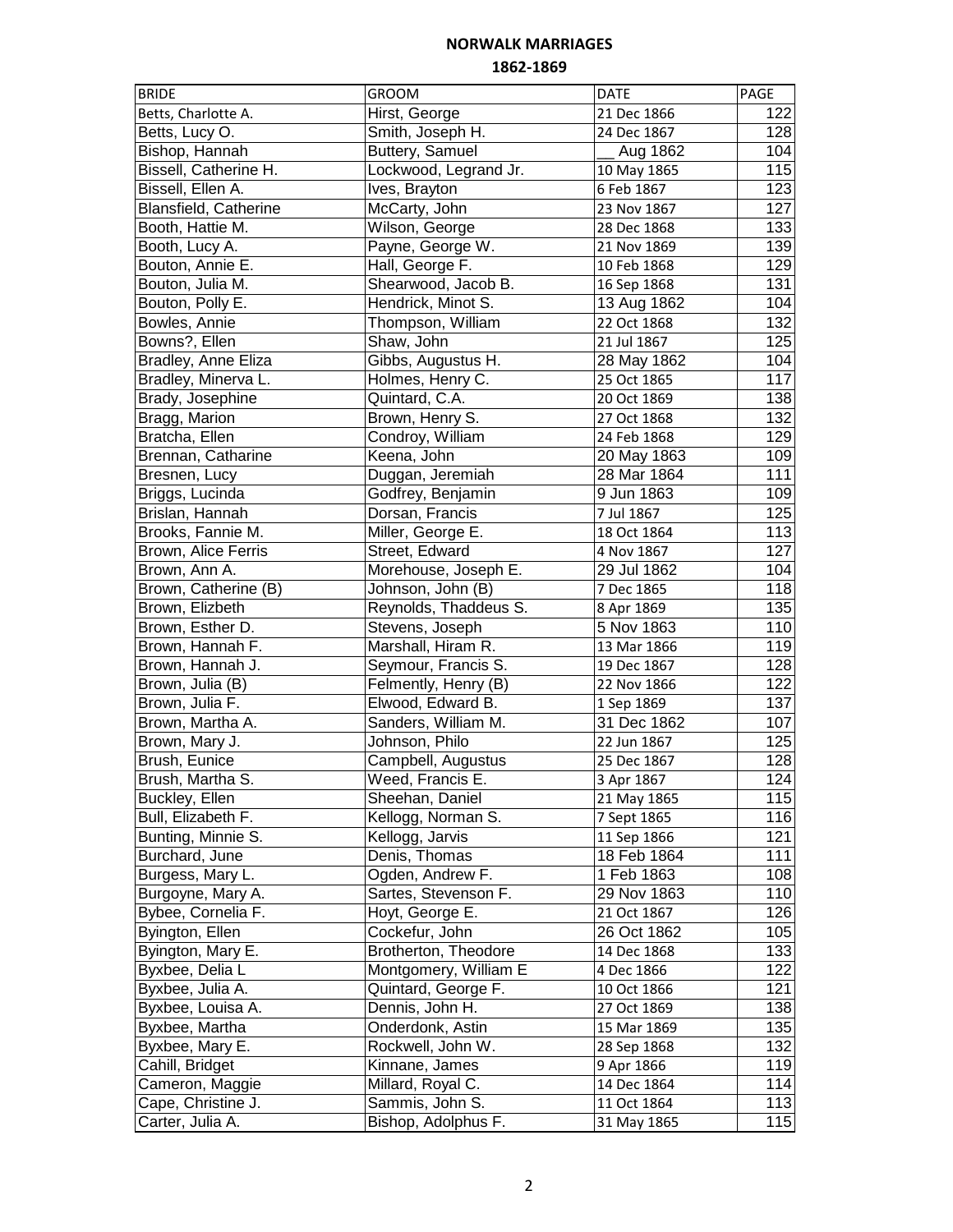# NORWALK MARRIAGES

## 1862-1869

| BRIDE | GROOM | DATE | PAGE |
|---|---|---|---|
| Betts, Charlotte A. | Hirst, George | 21 Dec 1866 | 122 |
| Betts, Lucy O. | Smith, Joseph H. | 24 Dec 1867 | 128 |
| Bishop, Hannah | Buttery, Samuel | __ Aug 1862 | 104 |
| Bissell, Catherine H. | Lockwood, Legrand Jr. | 10 May 1865 | 115 |
| Bissell, Ellen A. | Ives, Brayton | 6 Feb 1867 | 123 |
| Blansfield, Catherine | McCarty, John | 23 Nov 1867 | 127 |
| Booth, Hattie M. | Wilson, George | 28 Dec 1868 | 133 |
| Booth, Lucy A. | Payne, George W. | 21 Nov 1869 | 139 |
| Bouton, Annie E. | Hall, George F. | 10 Feb 1868 | 129 |
| Bouton, Julia M. | Shearwood, Jacob B. | 16 Sep 1868 | 131 |
| Bouton, Polly E. | Hendrick, Minot S. | 13 Aug 1862 | 104 |
| Bowles, Annie | Thompson, William | 22 Oct 1868 | 132 |
| Bowns?, Ellen | Shaw, John | 21 Jul 1867 | 125 |
| Bradley, Anne Eliza | Gibbs, Augustus H. | 28 May 1862 | 104 |
| Bradley, Minerva L. | Holmes, Henry C. | 25 Oct 1865 | 117 |
| Brady, Josephine | Quintard, C.A. | 20 Oct 1869 | 138 |
| Bragg, Marion | Brown, Henry S. | 27 Oct 1868 | 132 |
| Bratcha, Ellen | Condroy, William | 24 Feb 1868 | 129 |
| Brennan, Catharine | Keena, John | 20 May 1863 | 109 |
| Bresnen, Lucy | Duggan, Jeremiah | 28 Mar 1864 | 111 |
| Briggs, Lucinda | Godfrey, Benjamin | 9 Jun 1863 | 109 |
| Brislan, Hannah | Dorsan, Francis | 7 Jul 1867 | 125 |
| Brooks, Fannie M. | Miller, George E. | 18 Oct 1864 | 113 |
| Brown, Alice Ferris | Street, Edward | 4 Nov 1867 | 127 |
| Brown, Ann A. | Morehouse, Joseph E. | 29 Jul 1862 | 104 |
| Brown, Catherine (B) | Johnson, John (B) | 7 Dec 1865 | 118 |
| Brown, Elizbeth | Reynolds, Thaddeus S. | 8 Apr 1869 | 135 |
| Brown, Esther D. | Stevens, Joseph | 5 Nov 1863 | 110 |
| Brown, Hannah F. | Marshall, Hiram R. | 13 Mar 1866 | 119 |
| Brown, Hannah J. | Seymour, Francis S. | 19 Dec 1867 | 128 |
| Brown, Julia (B) | Felmently, Henry (B) | 22 Nov 1866 | 122 |
| Brown, Julia F. | Elwood, Edward B. | 1 Sep 1869 | 137 |
| Brown, Martha A. | Sanders, William M. | 31 Dec 1862 | 107 |
| Brown, Mary J. | Johnson, Philo | 22 Jun 1867 | 125 |
| Brush, Eunice | Campbell, Augustus | 25 Dec 1867 | 128 |
| Brush, Martha S. | Weed, Francis E. | 3 Apr 1867 | 124 |
| Buckley, Ellen | Sheehan, Daniel | 21 May 1865 | 115 |
| Bull, Elizabeth F. | Kellogg, Norman S. | 7 Sept 1865 | 116 |
| Bunting, Minnie S. | Kellogg, Jarvis | 11 Sep 1866 | 121 |
| Burchard, June | Denis, Thomas | 18 Feb 1864 | 111 |
| Burgess, Mary L. | Ogden, Andrew F. | 1 Feb 1863 | 108 |
| Burgoyne, Mary A. | Sartes, Stevenson F. | 29 Nov 1863 | 110 |
| Bybee, Cornelia F. | Hoyt, George E. | 21 Oct 1867 | 126 |
| Byington, Ellen | Cockefur, John | 26 Oct 1862 | 105 |
| Byington, Mary E. | Brotherton, Theodore | 14 Dec 1868 | 133 |
| Byxbee, Delia L | Montgomery, William E | 4 Dec 1866 | 122 |
| Byxbee, Julia A. | Quintard, George F. | 10 Oct 1866 | 121 |
| Byxbee, Louisa A. | Dennis, John H. | 27 Oct 1869 | 138 |
| Byxbee, Martha | Onderdonk, Astin | 15 Mar 1869 | 135 |
| Byxbee, Mary E. | Rockwell, John W. | 28 Sep 1868 | 132 |
| Cahill, Bridget | Kinnane, James | 9 Apr 1866 | 119 |
| Cameron, Maggie | Millard, Royal C. | 14 Dec 1864 | 114 |
| Cape, Christine J. | Sammis, John S. | 11 Oct 1864 | 113 |
| Carter, Julia A. | Bishop, Adolphus F. | 31 May 1865 | 115 |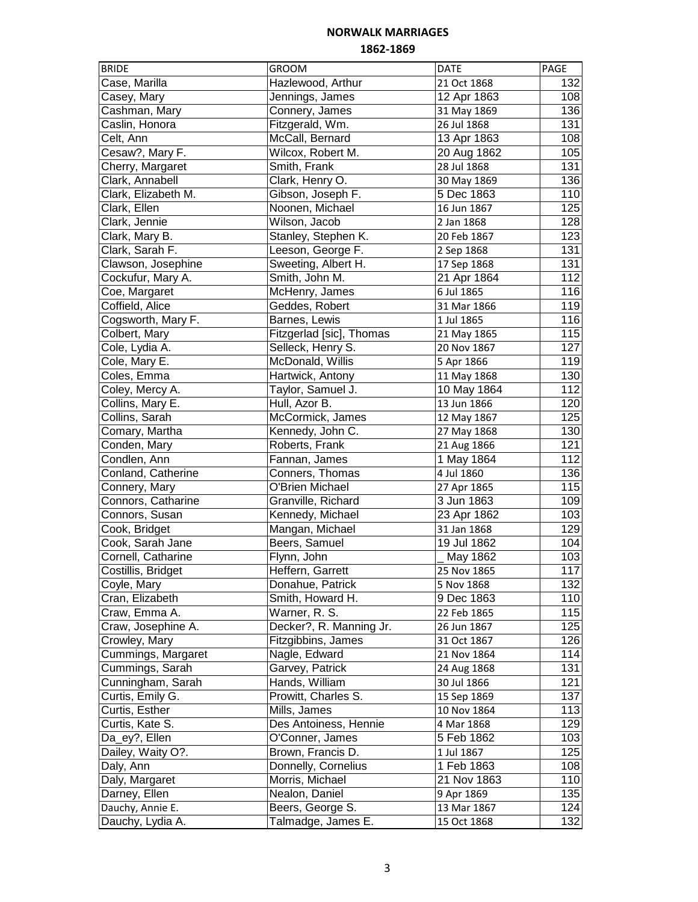# NORWALK MARRIAGES

## 1862-1869

| BRIDE | GROOM | DATE | PAGE |
|---|---|---|---|
| Case, Marilla | Hazlewood, Arthur | 21 Oct 1868 | 132 |
| Casey, Mary | Jennings, James | 12 Apr 1863 | 108 |
| Cashman, Mary | Connery, James | 31 May 1869 | 136 |
| Caslin, Honora | Fitzgerald, Wm. | 26 Jul 1868 | 131 |
| Celt, Ann | McCall, Bernard | 13 Apr 1863 | 108 |
| Cesaw?, Mary F. | Wilcox, Robert M. | 20 Aug 1862 | 105 |
| Cherry, Margaret | Smith, Frank | 28 Jul 1868 | 131 |
| Clark, Annabell | Clark, Henry O. | 30 May 1869 | 136 |
| Clark, Elizabeth M. | Gibson, Joseph F. | 5 Dec 1863 | 110 |
| Clark, Ellen | Noonen, Michael | 16 Jun 1867 | 125 |
| Clark, Jennie | Wilson, Jacob | 2 Jan 1868 | 128 |
| Clark, Mary B. | Stanley, Stephen K. | 20 Feb 1867 | 123 |
| Clark, Sarah F. | Leeson, George F. | 2 Sep 1868 | 131 |
| Clawson, Josephine | Sweeting, Albert H. | 17 Sep 1868 | 131 |
| Cockufur, Mary A. | Smith, John M. | 21 Apr 1864 | 112 |
| Coe, Margaret | McHenry, James | 6 Jul 1865 | 116 |
| Coffield, Alice | Geddes, Robert | 31 Mar 1866 | 119 |
| Cogsworth, Mary F. | Barnes, Lewis | 1 Jul 1865 | 116 |
| Colbert, Mary | Fitzgerlad [sic], Thomas | 21 May 1865 | 115 |
| Cole, Lydia A. | Selleck, Henry S. | 20 Nov 1867 | 127 |
| Cole, Mary E. | McDonald, Willis | 5 Apr 1866 | 119 |
| Coles, Emma | Hartwick, Antony | 11 May 1868 | 130 |
| Coley, Mercy A. | Taylor, Samuel J. | 10 May 1864 | 112 |
| Collins, Mary E. | Hull, Azor B. | 13 Jun 1866 | 120 |
| Collins, Sarah | McCormick, James | 12 May 1867 | 125 |
| Comary, Martha | Kennedy, John C. | 27 May 1868 | 130 |
| Conden, Mary | Roberts, Frank | 21 Aug 1866 | 121 |
| Condlen, Ann | Fannan, James | 1 May 1864 | 112 |
| Conland, Catherine | Conners, Thomas | 4 Jul 1860 | 136 |
| Connery, Mary | O'Brien Michael | 27 Apr 1865 | 115 |
| Connors, Catharine | Granville, Richard | 3 Jun 1863 | 109 |
| Connors, Susan | Kennedy, Michael | 23 Apr 1862 | 103 |
| Cook, Bridget | Mangan, Michael | 31 Jan 1868 | 129 |
| Cook, Sarah Jane | Beers, Samuel | 19 Jul 1862 | 104 |
| Cornell, Catharine | Flynn, John | _ May 1862 | 103 |
| Costillis, Bridget | Heffern, Garrett | 25 Nov 1865 | 117 |
| Coyle, Mary | Donahue, Patrick | 5 Nov 1868 | 132 |
| Cran, Elizabeth | Smith, Howard H. | 9 Dec 1863 | 110 |
| Craw, Emma A. | Warner, R. S. | 22 Feb 1865 | 115 |
| Craw, Josephine A. | Decker?, R. Manning Jr. | 26 Jun 1867 | 125 |
| Crowley, Mary | Fitzgibbins, James | 31 Oct 1867 | 126 |
| Cummings, Margaret | Nagle, Edward | 21 Nov 1864 | 114 |
| Cummings, Sarah | Garvey, Patrick | 24 Aug 1868 | 131 |
| Cunningham, Sarah | Hands, William | 30 Jul 1866 | 121 |
| Curtis, Emily G. | Prowitt, Charles S. | 15 Sep 1869 | 137 |
| Curtis, Esther | Mills, James | 10 Nov 1864 | 113 |
| Curtis, Kate S. | Des Antoiness, Hennie | 4 Mar 1868 | 129 |
| Da_ey?, Ellen | O'Conner, James | 5 Feb 1862 | 103 |
| Dailey, Waity O?. | Brown, Francis D. | 1 Jul 1867 | 125 |
| Daly, Ann | Donnelly, Cornelius | 1 Feb 1863 | 108 |
| Daly, Margaret | Morris, Michael | 21 Nov 1863 | 110 |
| Darney, Ellen | Nealon, Daniel | 9 Apr 1869 | 135 |
| Dauchy, Annie E. | Beers, George S. | 13 Mar 1867 | 124 |
| Dauchy, Lydia A. | Talmadge, James E. | 15 Oct 1868 | 132 |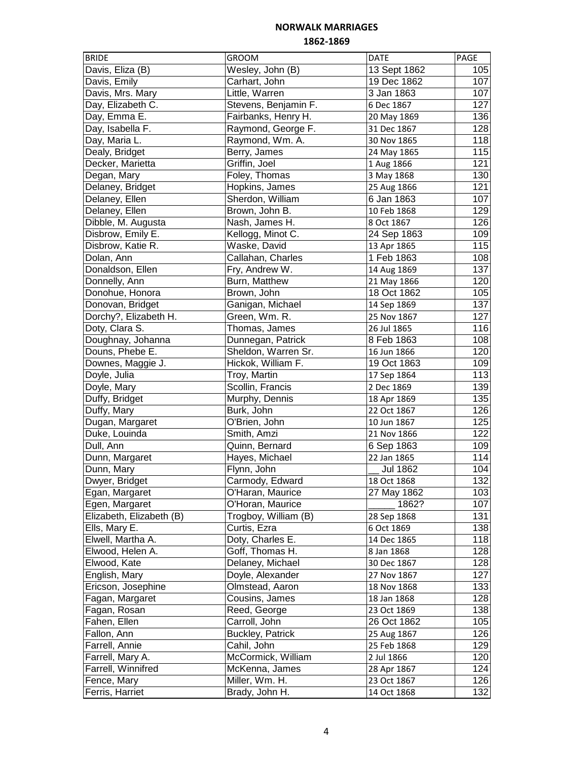**NORWALK MARRIAGES**

**1862-1869**

| BRIDE | GROOM | DATE | PAGE |
|---|---|---|---|
| Davis, Eliza (B) | Wesley, John (B) | 13 Sept 1862 | 105 |
| Davis, Emily | Carhart, John | 19 Dec 1862 | 107 |
| Davis, Mrs. Mary | Little, Warren | 3 Jan 1863 | 107 |
| Day, Elizabeth C. | Stevens, Benjamin F. | 6 Dec 1867 | 127 |
| Day, Emma E. | Fairbanks, Henry H. | 20 May 1869 | 136 |
| Day, Isabella F. | Raymond, George F. | 31 Dec 1867 | 128 |
| Day, Maria L. | Raymond, Wm. A. | 30 Nov 1865 | 118 |
| Dealy, Bridget | Berry, James | 24 May 1865 | 115 |
| Decker, Marietta | Griffin, Joel | 1 Aug 1866 | 121 |
| Degan, Mary | Foley, Thomas | 3 May 1868 | 130 |
| Delaney, Bridget | Hopkins, James | 25 Aug 1866 | 121 |
| Delaney, Ellen | Sherdon, William | 6 Jan 1863 | 107 |
| Delaney, Ellen | Brown, John B. | 10 Feb 1868 | 129 |
| Dibble, M. Augusta | Nash, James H. | 8 Oct 1867 | 126 |
| Disbrow, Emily E. | Kellogg, Minot C. | 24 Sep 1863 | 109 |
| Disbrow, Katie R. | Waske, David | 13 Apr 1865 | 115 |
| Dolan, Ann | Callahan, Charles | 1 Feb 1863 | 108 |
| Donaldson, Ellen | Fry, Andrew W. | 14 Aug 1869 | 137 |
| Donnelly, Ann | Burn, Matthew | 21 May 1866 | 120 |
| Donohue, Honora | Brown, John | 18 Oct 1862 | 105 |
| Donovan, Bridget | Ganigan, Michael | 14 Sep 1869 | 137 |
| Dorchy?, Elizabeth H. | Green, Wm. R. | 25 Nov 1867 | 127 |
| Doty, Clara S. | Thomas, James | 26 Jul 1865 | 116 |
| Doughnay, Johanna | Dunnegan, Patrick | 8 Feb 1863 | 108 |
| Douns, Phebe E. | Sheldon, Warren Sr. | 16 Jun 1866 | 120 |
| Downes, Maggie J. | Hickok, William F. | 19 Oct 1863 | 109 |
| Doyle, Julia | Troy, Martin | 17 Sep 1864 | 113 |
| Doyle, Mary | Scollin, Francis | 2 Dec 1869 | 139 |
| Duffy, Bridget | Murphy, Dennis | 18 Apr 1869 | 135 |
| Duffy, Mary | Burk, John | 22 Oct 1867 | 126 |
| Dugan, Margaret | O'Brien, John | 10 Jun 1867 | 125 |
| Duke, Louinda | Smith, Amzi | 21 Nov 1866 | 122 |
| Dull, Ann | Quinn, Bernard | 6 Sep 1863 | 109 |
| Dunn, Margaret | Hayes, Michael | 22 Jan 1865 | 114 |
| Dunn, Mary | Flynn, John | __ Jul 1862 | 104 |
| Dwyer, Bridget | Carmody, Edward | 18 Oct 1868 | 132 |
| Egan, Margaret | O'Haran, Maurice | 27 May 1862 | 103 |
| Egen, Margaret | O'Horan, Maurice | _____ 1862? | 107 |
| Elizabeth, Elizabeth (B) | Trogboy, William (B) | 28 Sep 1868 | 131 |
| Ells, Mary E. | Curtis, Ezra | 6 Oct 1869 | 138 |
| Elwell, Martha A. | Doty, Charles E. | 14 Dec 1865 | 118 |
| Elwood, Helen A. | Goff, Thomas H. | 8 Jan 1868 | 128 |
| Elwood, Kate | Delaney, Michael | 30 Dec 1867 | 128 |
| English, Mary | Doyle, Alexander | 27 Nov 1867 | 127 |
| Ericson, Josephine | Olmstead, Aaron | 18 Nov 1868 | 133 |
| Fagan, Margaret | Cousins, James | 18 Jan 1868 | 128 |
| Fagan, Rosan | Reed, George | 23 Oct 1869 | 138 |
| Fahen, Ellen | Carroll, John | 26 Oct 1862 | 105 |
| Fallon, Ann | Buckley, Patrick | 25 Aug 1867 | 126 |
| Farrell, Annie | Cahil, John | 25 Feb 1868 | 129 |
| Farrell, Mary A. | McCormick, William | 2 Jul 1866 | 120 |
| Farrell, Winnifred | McKenna, James | 28 Apr 1867 | 124 |
| Fence, Mary | Miller, Wm. H. | 23 Oct 1867 | 126 |
| Ferris, Harriet | Brady, John H. | 14 Oct 1868 | 132 |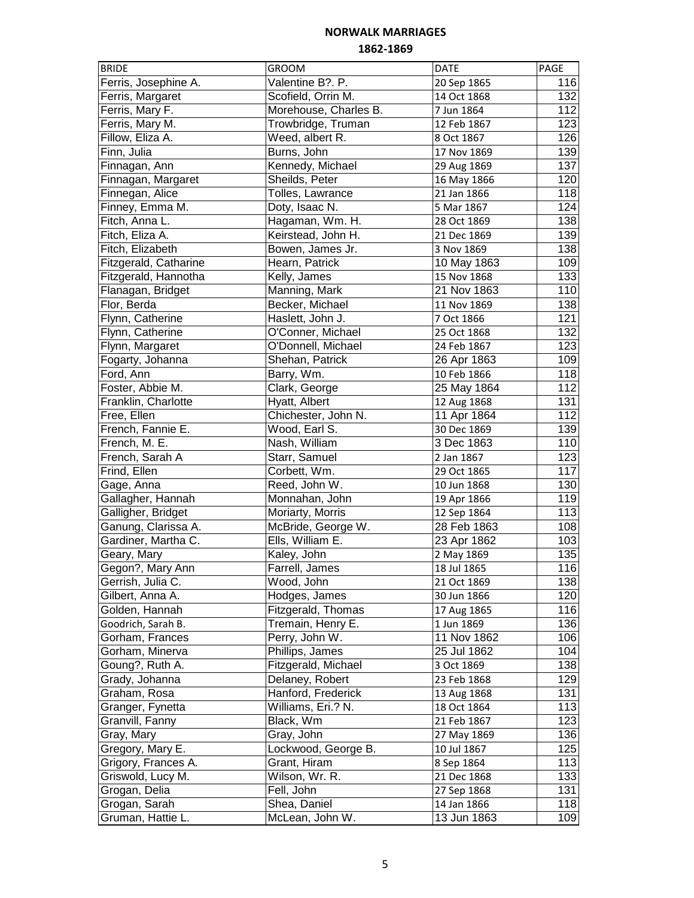# NORWALK MARRIAGES

## 1862-1869

| BRIDE | GROOM | DATE | PAGE |
|---|---|---|---|
| Ferris, Josephine A. | Valentine B?. P. | 20 Sep 1865 | 116 |
| Ferris, Margaret | Scofield, Orrin M. | 14 Oct 1868 | 132 |
| Ferris, Mary F. | Morehouse, Charles B. | 7 Jun 1864 | 112 |
| Ferris, Mary M. | Trowbridge, Truman | 12 Feb 1867 | 123 |
| Fillow, Eliza A. | Weed, albert R. | 8 Oct 1867 | 126 |
| Finn, Julia | Burns, John | 17 Nov 1869 | 139 |
| Finnagan, Ann | Kennedy, Michael | 29 Aug 1869 | 137 |
| Finnagan, Margaret | Sheilds, Peter | 16 May 1866 | 120 |
| Finnegan, Alice | Tolles, Lawrance | 21 Jan 1866 | 118 |
| Finney, Emma M. | Doty, Isaac N. | 5 Mar 1867 | 124 |
| Fitch, Anna L. | Hagaman, Wm. H. | 28 Oct 1869 | 138 |
| Fitch, Eliza A. | Keirstead, John H. | 21 Dec 1869 | 139 |
| Fitch, Elizabeth | Bowen, James Jr. | 3 Nov 1869 | 138 |
| Fitzgerald, Catharine | Hearn, Patrick | 10 May 1863 | 109 |
| Fitzgerald, Hannotha | Kelly, James | 15 Nov 1868 | 133 |
| Flanagan, Bridget | Manning, Mark | 21 Nov 1863 | 110 |
| Flor, Berda | Becker, Michael | 11 Nov 1869 | 138 |
| Flynn, Catherine | Haslett, John J. | 7 Oct 1866 | 121 |
| Flynn, Catherine | O'Conner, Michael | 25 Oct 1868 | 132 |
| Flynn, Margaret | O'Donnell, Michael | 24 Feb 1867 | 123 |
| Fogarty, Johanna | Shehan, Patrick | 26 Apr 1863 | 109 |
| Ford, Ann | Barry, Wm. | 10 Feb 1866 | 118 |
| Foster, Abbie M. | Clark, George | 25 May 1864 | 112 |
| Franklin, Charlotte | Hyatt, Albert | 12 Aug 1868 | 131 |
| Free, Ellen | Chichester, John N. | 11 Apr 1864 | 112 |
| French, Fannie E. | Wood, Earl S. | 30 Dec 1869 | 139 |
| French, M. E. | Nash, William | 3 Dec 1863 | 110 |
| French, Sarah A | Starr, Samuel | 2 Jan 1867 | 123 |
| Frind, Ellen | Corbett, Wm. | 29 Oct 1865 | 117 |
| Gage, Anna | Reed, John W. | 10 Jun 1868 | 130 |
| Gallagher, Hannah | Monnahan, John | 19 Apr 1866 | 119 |
| Galligher, Bridget | Moriarty, Morris | 12 Sep 1864 | 113 |
| Ganung, Clarissa A. | McBride, George W. | 28 Feb 1863 | 108 |
| Gardiner, Martha C. | Ells, William E. | 23 Apr 1862 | 103 |
| Geary, Mary | Kaley, John | 2 May 1869 | 135 |
| Gegon?, Mary Ann | Farrell, James | 18 Jul 1865 | 116 |
| Gerrish, Julia C. | Wood, John | 21 Oct 1869 | 138 |
| Gilbert, Anna A. | Hodges, James | 30 Jun 1866 | 120 |
| Golden, Hannah | Fitzgerald, Thomas | 17 Aug 1865 | 116 |
| Goodrich, Sarah B. | Tremain, Henry E. | 1 Jun 1869 | 136 |
| Gorham, Frances | Perry, John W. | 11 Nov 1862 | 106 |
| Gorham, Minerva | Phillips, James | 25 Jul 1862 | 104 |
| Goung?, Ruth A. | Fitzgerald, Michael | 3 Oct 1869 | 138 |
| Grady, Johanna | Delaney, Robert | 23 Feb 1868 | 129 |
| Graham, Rosa | Hanford, Frederick | 13 Aug 1868 | 131 |
| Granger, Fynetta | Williams, Eri.? N. | 18 Oct 1864 | 113 |
| Granvill, Fanny | Black, Wm | 21 Feb 1867 | 123 |
| Gray, Mary | Gray, John | 27 May 1869 | 136 |
| Gregory, Mary E. | Lockwood, George B. | 10 Jul 1867 | 125 |
| Grigory, Frances A. | Grant, Hiram | 8 Sep 1864 | 113 |
| Griswold, Lucy M. | Wilson, Wr. R. | 21 Dec 1868 | 133 |
| Grogan, Delia | Fell, John | 27 Sep 1868 | 131 |
| Grogan, Sarah | Shea, Daniel | 14 Jan 1866 | 118 |
| Gruman, Hattie L. | McLean, John W. | 13 Jun 1863 | 109 |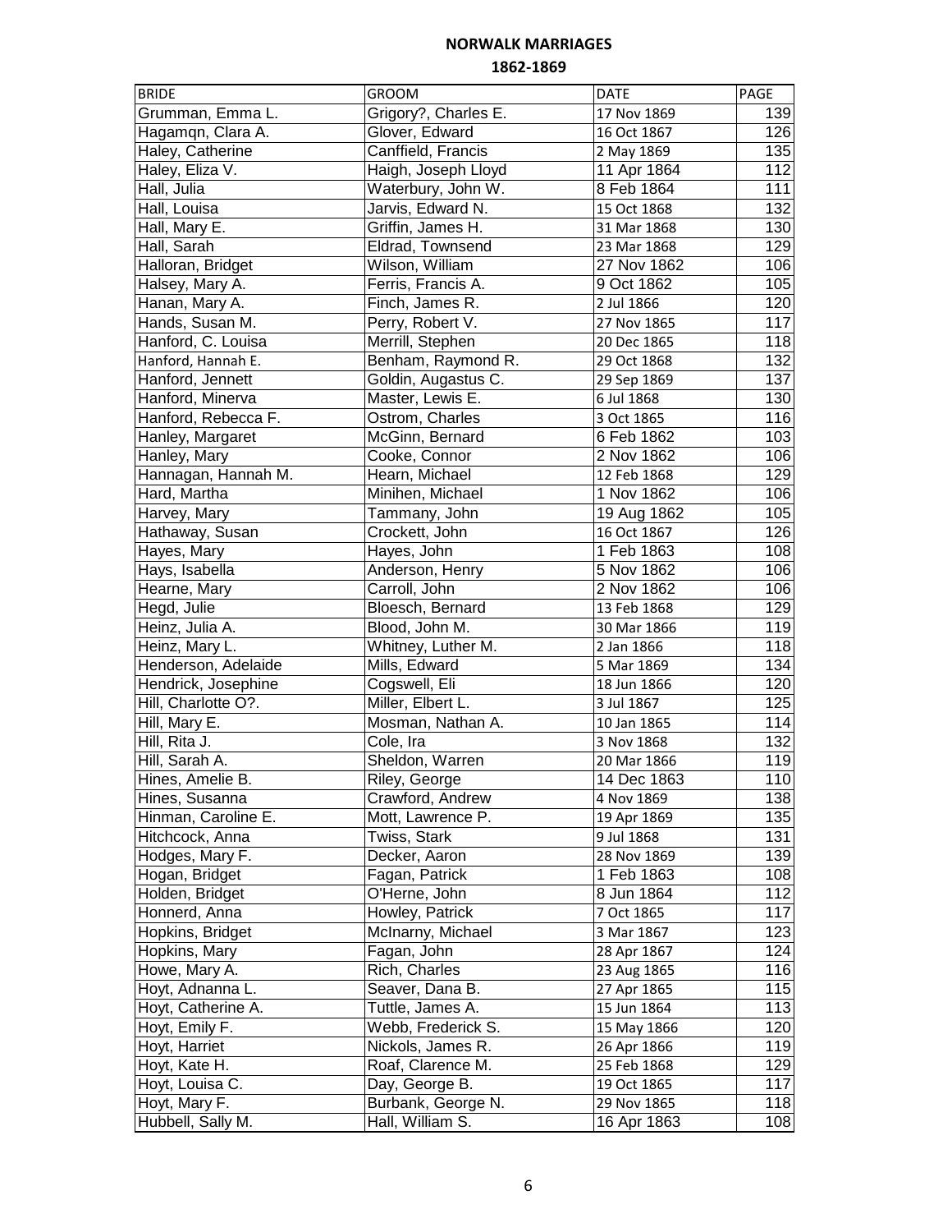**NORWALK MARRIAGES**

**1862-1869**

| BRIDE | GROOM | DATE | PAGE |
|---|---|---|---|
| Grumman, Emma L. | Grigory?, Charles E. | 17 Nov 1869 | 139 |
| Hagamqn, Clara A. | Glover, Edward | 16 Oct 1867 | 126 |
| Haley, Catherine | Canffield, Francis | 2 May 1869 | 135 |
| Haley, Eliza V. | Haigh, Joseph Lloyd | 11 Apr 1864 | 112 |
| Hall, Julia | Waterbury, John W. | 8 Feb 1864 | 111 |
| Hall, Louisa | Jarvis, Edward N. | 15 Oct 1868 | 132 |
| Hall, Mary E. | Griffin, James H. | 31 Mar 1868 | 130 |
| Hall, Sarah | Eldrad, Townsend | 23 Mar 1868 | 129 |
| Halloran, Bridget | Wilson, William | 27 Nov 1862 | 106 |
| Halsey, Mary A. | Ferris, Francis A. | 9 Oct 1862 | 105 |
| Hanan, Mary A. | Finch, James R. | 2 Jul 1866 | 120 |
| Hands, Susan M. | Perry, Robert V. | 27 Nov 1865 | 117 |
| Hanford, C. Louisa | Merrill, Stephen | 20 Dec 1865 | 118 |
| Hanford, Hannah E. | Benham, Raymond R. | 29 Oct 1868 | 132 |
| Hanford, Jennett | Goldin, Augastus C. | 29 Sep 1869 | 137 |
| Hanford, Minerva | Master, Lewis E. | 6 Jul 1868 | 130 |
| Hanford, Rebecca F. | Ostrom, Charles | 3 Oct 1865 | 116 |
| Hanley, Margaret | McGinn, Bernard | 6 Feb 1862 | 103 |
| Hanley, Mary | Cooke, Connor | 2 Nov 1862 | 106 |
| Hannagan, Hannah M. | Hearn, Michael | 12 Feb 1868 | 129 |
| Hard, Martha | Minihen, Michael | 1 Nov 1862 | 106 |
| Harvey, Mary | Tammany, John | 19 Aug 1862 | 105 |
| Hathaway, Susan | Crockett, John | 16 Oct 1867 | 126 |
| Hayes, Mary | Hayes, John | 1 Feb 1863 | 108 |
| Hays, Isabella | Anderson, Henry | 5 Nov 1862 | 106 |
| Hearne, Mary | Carroll, John | 2 Nov 1862 | 106 |
| Hegd, Julie | Bloesch, Bernard | 13 Feb 1868 | 129 |
| Heinz, Julia A. | Blood, John M. | 30 Mar 1866 | 119 |
| Heinz, Mary L. | Whitney, Luther M. | 2 Jan 1866 | 118 |
| Henderson, Adelaide | Mills, Edward | 5 Mar 1869 | 134 |
| Hendrick, Josephine | Cogswell, Eli | 18 Jun 1866 | 120 |
| Hill, Charlotte O?. | Miller, Elbert L. | 3 Jul 1867 | 125 |
| Hill, Mary E. | Mosman, Nathan A. | 10 Jan 1865 | 114 |
| Hill, Rita J. | Cole, Ira | 3 Nov 1868 | 132 |
| Hill, Sarah A. | Sheldon, Warren | 20 Mar 1866 | 119 |
| Hines, Amelie B. | Riley, George | 14 Dec 1863 | 110 |
| Hines, Susanna | Crawford, Andrew | 4 Nov 1869 | 138 |
| Hinman, Caroline E. | Mott, Lawrence P. | 19 Apr 1869 | 135 |
| Hitchcock, Anna | Twiss, Stark | 9 Jul 1868 | 131 |
| Hodges, Mary F. | Decker, Aaron | 28 Nov 1869 | 139 |
| Hogan, Bridget | Fagan, Patrick | 1 Feb 1863 | 108 |
| Holden, Bridget | O'Herne, John | 8 Jun 1864 | 112 |
| Honnerd, Anna | Howley, Patrick | 7 Oct 1865 | 117 |
| Hopkins, Bridget | McInarny, Michael | 3 Mar 1867 | 123 |
| Hopkins, Mary | Fagan, John | 28 Apr 1867 | 124 |
| Howe, Mary A. | Rich, Charles | 23 Aug 1865 | 116 |
| Hoyt, Adnanna L. | Seaver, Dana B. | 27 Apr 1865 | 115 |
| Hoyt, Catherine A. | Tuttle, James A. | 15 Jun 1864 | 113 |
| Hoyt, Emily F. | Webb, Frederick S. | 15 May 1866 | 120 |
| Hoyt, Harriet | Nickols, James R. | 26 Apr 1866 | 119 |
| Hoyt, Kate H. | Roaf, Clarence M. | 25 Feb 1868 | 129 |
| Hoyt, Louisa C. | Day, George B. | 19 Oct 1865 | 117 |
| Hoyt, Mary F. | Burbank, George N. | 29 Nov 1865 | 118 |
| Hubbell, Sally M. | Hall, William S. | 16 Apr 1863 | 108 |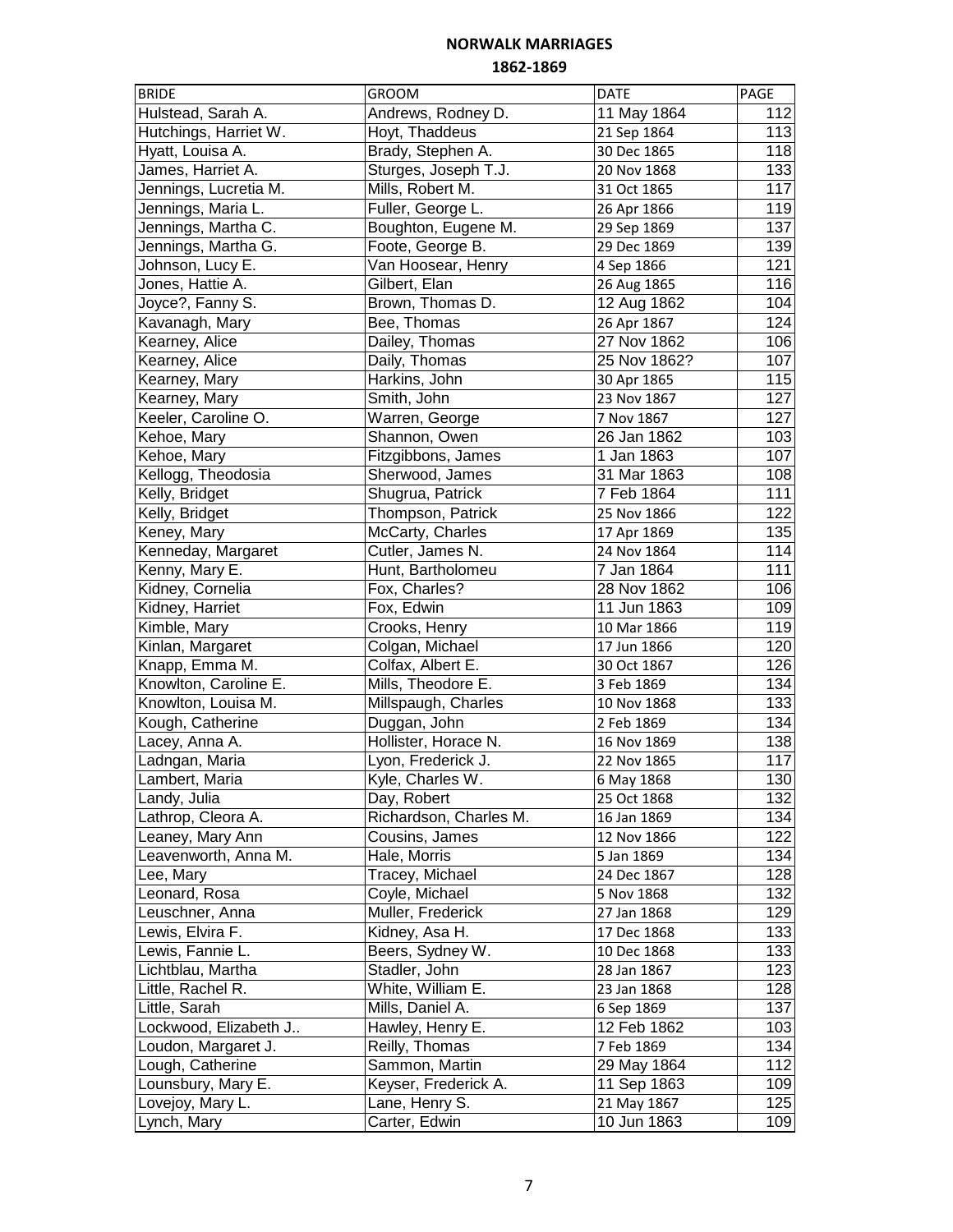**NORWALK MARRIAGES**

**1862-1869**

| BRIDE | GROOM | DATE | PAGE |
|---|---|---|---|
| Hulstead, Sarah A. | Andrews, Rodney D. | 11 May 1864 | 112 |
| Hutchings, Harriet W. | Hoyt, Thaddeus | 21 Sep 1864 | 113 |
| Hyatt, Louisa A. | Brady, Stephen A. | 30 Dec 1865 | 118 |
| James, Harriet A. | Sturges, Joseph T.J. | 20 Nov 1868 | 133 |
| Jennings, Lucretia M. | Mills, Robert M. | 31 Oct 1865 | 117 |
| Jennings, Maria L. | Fuller, George L. | 26 Apr 1866 | 119 |
| Jennings, Martha C. | Boughton, Eugene M. | 29 Sep 1869 | 137 |
| Jennings, Martha G. | Foote, George B. | 29 Dec 1869 | 139 |
| Johnson, Lucy E. | Van Hoosear, Henry | 4 Sep 1866 | 121 |
| Jones, Hattie A. | Gilbert, Elan | 26 Aug 1865 | 116 |
| Joyce?, Fanny S. | Brown, Thomas D. | 12 Aug 1862 | 104 |
| Kavanagh, Mary | Bee, Thomas | 26 Apr 1867 | 124 |
| Kearney, Alice | Dailey, Thomas | 27 Nov 1862 | 106 |
| Kearney, Alice | Daily, Thomas | 25 Nov 1862? | 107 |
| Kearney, Mary | Harkins, John | 30 Apr 1865 | 115 |
| Kearney, Mary | Smith, John | 23 Nov 1867 | 127 |
| Keeler, Caroline O. | Warren, George | 7 Nov 1867 | 127 |
| Kehoe, Mary | Shannon, Owen | 26 Jan 1862 | 103 |
| Kehoe, Mary | Fitzgibbons, James | 1 Jan 1863 | 107 |
| Kellogg, Theodosia | Sherwood, James | 31 Mar 1863 | 108 |
| Kelly, Bridget | Shugrua, Patrick | 7 Feb 1864 | 111 |
| Kelly, Bridget | Thompson, Patrick | 25 Nov 1866 | 122 |
| Keney, Mary | McCarty, Charles | 17 Apr 1869 | 135 |
| Kenneday, Margaret | Cutler, James N. | 24 Nov 1864 | 114 |
| Kenny, Mary E. | Hunt, Bartholomeu | 7 Jan 1864 | 111 |
| Kidney, Cornelia | Fox, Charles? | 28 Nov 1862 | 106 |
| Kidney, Harriet | Fox, Edwin | 11 Jun 1863 | 109 |
| Kimble, Mary | Crooks, Henry | 10 Mar 1866 | 119 |
| Kinlan, Margaret | Colgan, Michael | 17 Jun 1866 | 120 |
| Knapp, Emma M. | Colfax, Albert E. | 30 Oct 1867 | 126 |
| Knowlton, Caroline E. | Mills, Theodore E. | 3 Feb 1869 | 134 |
| Knowlton, Louisa M. | Millspaugh, Charles | 10 Nov 1868 | 133 |
| Kough, Catherine | Duggan, John | 2 Feb 1869 | 134 |
| Lacey, Anna A. | Hollister, Horace N. | 16 Nov 1869 | 138 |
| Ladngan, Maria | Lyon, Frederick J. | 22 Nov 1865 | 117 |
| Lambert, Maria | Kyle, Charles W. | 6 May 1868 | 130 |
| Landy, Julia | Day, Robert | 25 Oct 1868 | 132 |
| Lathrop, Cleora A. | Richardson, Charles M. | 16 Jan 1869 | 134 |
| Leaney, Mary Ann | Cousins, James | 12 Nov 1866 | 122 |
| Leavenworth, Anna M. | Hale, Morris | 5 Jan 1869 | 134 |
| Lee, Mary | Tracey, Michael | 24 Dec 1867 | 128 |
| Leonard, Rosa | Coyle, Michael | 5 Nov 1868 | 132 |
| Leuschner, Anna | Muller, Frederick | 27 Jan 1868 | 129 |
| Lewis, Elvira F. | Kidney, Asa H. | 17 Dec 1868 | 133 |
| Lewis, Fannie L. | Beers, Sydney W. | 10 Dec 1868 | 133 |
| Lichtblau, Martha | Stadler, John | 28 Jan 1867 | 123 |
| Little, Rachel R. | White, William E. | 23 Jan 1868 | 128 |
| Little, Sarah | Mills, Daniel A. | 6 Sep 1869 | 137 |
| Lockwood, Elizabeth J.. | Hawley, Henry E. | 12 Feb 1862 | 103 |
| Loudon, Margaret J. | Reilly, Thomas | 7 Feb 1869 | 134 |
| Lough, Catherine | Sammon, Martin | 29 May 1864 | 112 |
| Lounsbury, Mary E. | Keyser, Frederick A. | 11 Sep 1863 | 109 |
| Lovejoy, Mary L. | Lane, Henry S. | 21 May 1867 | 125 |
| Lynch, Mary | Carter, Edwin | 10 Jun 1863 | 109 |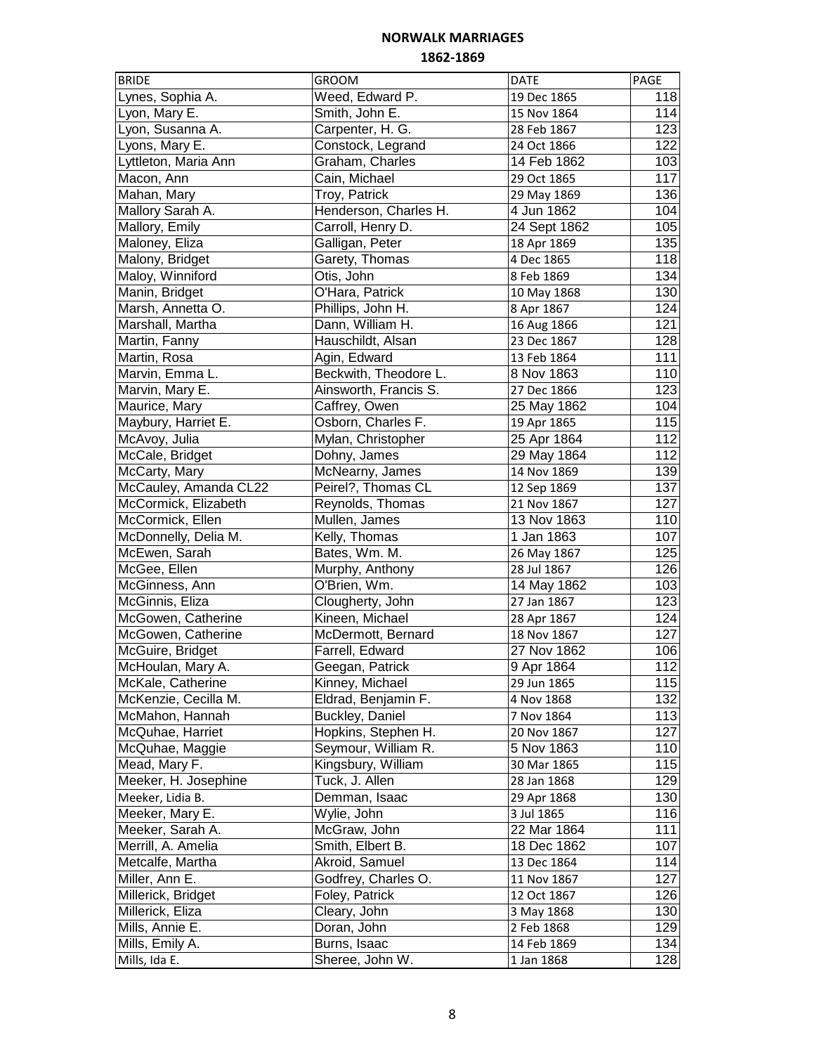# NORWALK MARRIAGES

## 1862-1869

| BRIDE | GROOM | DATE | PAGE |
|---|---|---|---|
| Lynes, Sophia A. | Weed, Edward P. | 19 Dec 1865 | 118 |
| Lyon, Mary E. | Smith, John E. | 15 Nov 1864 | 114 |
| Lyon, Susanna A. | Carpenter, H. G. | 28 Feb 1867 | 123 |
| Lyons, Mary E. | Constock, Legrand | 24 Oct 1866 | 122 |
| Lyttleton, Maria Ann | Graham, Charles | 14 Feb 1862 | 103 |
| Macon, Ann | Cain, Michael | 29 Oct 1865 | 117 |
| Mahan, Mary | Troy, Patrick | 29 May 1869 | 136 |
| Mallory Sarah A. | Henderson, Charles H. | 4 Jun 1862 | 104 |
| Mallory, Emily | Carroll, Henry D. | 24 Sept 1862 | 105 |
| Maloney, Eliza | Galligan, Peter | 18 Apr 1869 | 135 |
| Malony, Bridget | Garety, Thomas | 4 Dec 1865 | 118 |
| Maloy, Winniford | Otis, John | 8 Feb 1869 | 134 |
| Manin, Bridget | O'Hara, Patrick | 10 May 1868 | 130 |
| Marsh, Annetta O. | Phillips, John H. | 8 Apr 1867 | 124 |
| Marshall, Martha | Dann, William H. | 16 Aug 1866 | 121 |
| Martin, Fanny | Hauschildt, Alsan | 23 Dec 1867 | 128 |
| Martin, Rosa | Agin, Edward | 13 Feb 1864 | 111 |
| Marvin, Emma L. | Beckwith, Theodore L. | 8 Nov 1863 | 110 |
| Marvin, Mary E. | Ainsworth, Francis S. | 27 Dec 1866 | 123 |
| Maurice, Mary | Caffrey, Owen | 25 May 1862 | 104 |
| Maybury, Harriet E. | Osborn, Charles F. | 19 Apr 1865 | 115 |
| McAvoy, Julia | Mylan, Christopher | 25 Apr 1864 | 112 |
| McCale, Bridget | Dohny, James | 29 May 1864 | 112 |
| McCarty, Mary | McNearny, James | 14 Nov 1869 | 139 |
| McCauley, Amanda CL22 | Peirel?, Thomas CL | 12 Sep 1869 | 137 |
| McCormick, Elizabeth | Reynolds, Thomas | 21 Nov 1867 | 127 |
| McCormick, Ellen | Mullen, James | 13 Nov 1863 | 110 |
| McDonnelly, Delia M. | Kelly, Thomas | 1 Jan 1863 | 107 |
| McEwen, Sarah | Bates, Wm. M. | 26 May 1867 | 125 |
| McGee, Ellen | Murphy, Anthony | 28 Jul 1867 | 126 |
| McGinness, Ann | O'Brien, Wm. | 14 May 1862 | 103 |
| McGinnis, Eliza | Clougherty, John | 27 Jan 1867 | 123 |
| McGowen, Catherine | Kineen, Michael | 28 Apr 1867 | 124 |
| McGowen, Catherine | McDermott, Bernard | 18 Nov 1867 | 127 |
| McGuire, Bridget | Farrell, Edward | 27 Nov 1862 | 106 |
| McHoulan, Mary A. | Geegan, Patrick | 9 Apr 1864 | 112 |
| McKale, Catherine | Kinney, Michael | 29 Jun 1865 | 115 |
| McKenzie, Cecilla M. | Eldrad, Benjamin F. | 4 Nov 1868 | 132 |
| McMahon, Hannah | Buckley, Daniel | 7 Nov 1864 | 113 |
| McQuhae, Harriet | Hopkins, Stephen H. | 20 Nov 1867 | 127 |
| McQuhae, Maggie | Seymour, William R. | 5 Nov 1863 | 110 |
| Mead, Mary F. | Kingsbury, William | 30 Mar 1865 | 115 |
| Meeker, H. Josephine | Tuck, J. Allen | 28 Jan 1868 | 129 |
| Meeker, Lidia B. | Demman, Isaac | 29 Apr 1868 | 130 |
| Meeker, Mary E. | Wylie, John | 3 Jul 1865 | 116 |
| Meeker, Sarah A. | McGraw, John | 22 Mar 1864 | 111 |
| Merrill, A. Amelia | Smith, Elbert B. | 18 Dec 1862 | 107 |
| Metcalfe, Martha | Akroid, Samuel | 13 Dec 1864 | 114 |
| Miller, Ann E. | Godfrey, Charles O. | 11 Nov 1867 | 127 |
| Millerick, Bridget | Foley, Patrick | 12 Oct 1867 | 126 |
| Millerick, Eliza | Cleary, John | 3 May 1868 | 130 |
| Mills, Annie E. | Doran, John | 2 Feb 1868 | 129 |
| Mills, Emily A. | Burns, Isaac | 14 Feb 1869 | 134 |
| Mills, Ida E. | Sheree, John W. | 1 Jan 1868 | 128 |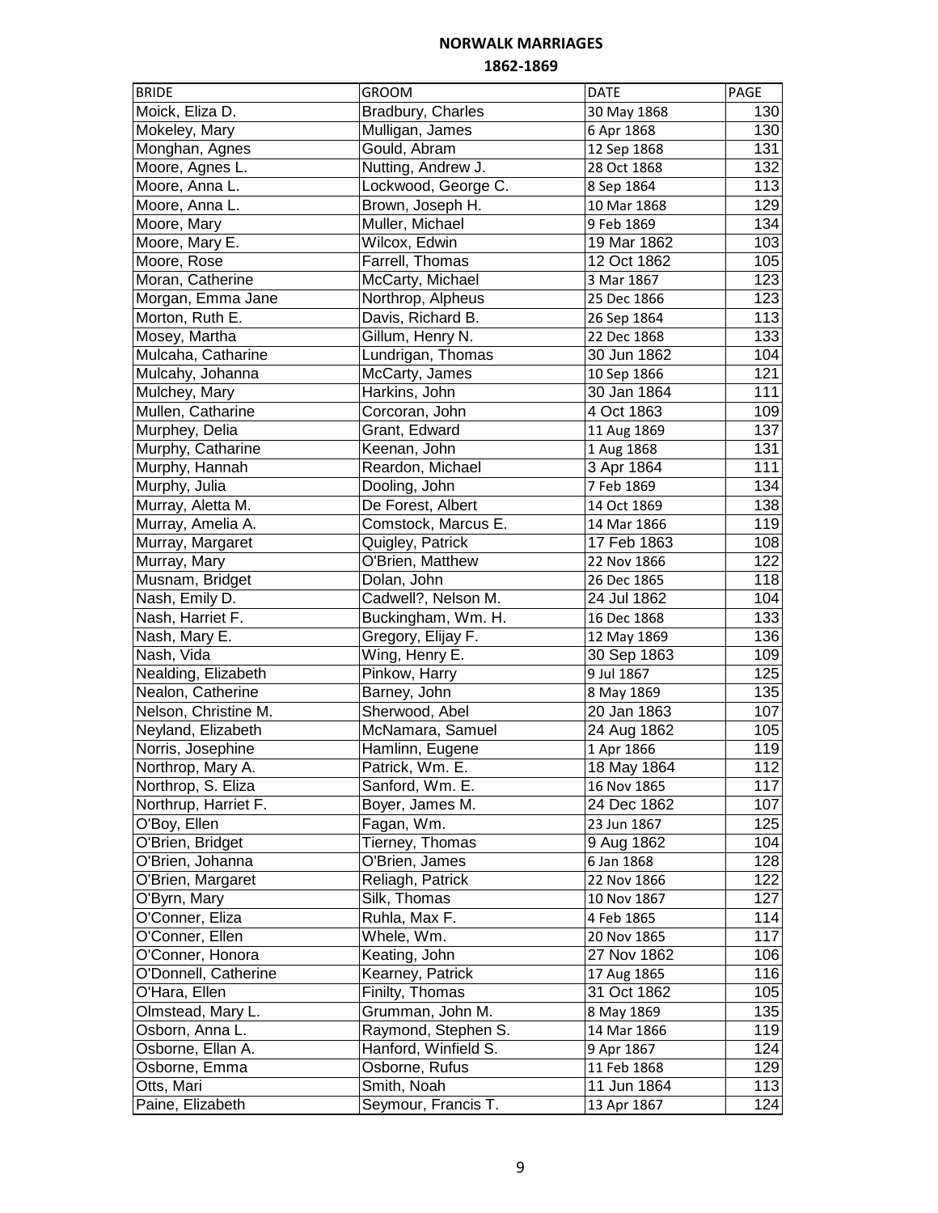# NORWALK MARRIAGES

## 1862-1869

| BRIDE | GROOM | DATE | PAGE |
|---|---|---|---|
| Moick, Eliza D. | Bradbury, Charles | 30 May 1868 | 130 |
| Mokeley, Mary | Mulligan, James | 6 Apr 1868 | 130 |
| Monghan, Agnes | Gould, Abram | 12 Sep 1868 | 131 |
| Moore, Agnes L. | Nutting, Andrew J. | 28 Oct 1868 | 132 |
| Moore, Anna L. | Lockwood, George C. | 8 Sep 1864 | 113 |
| Moore, Anna L. | Brown, Joseph H. | 10 Mar 1868 | 129 |
| Moore, Mary | Muller, Michael | 9 Feb 1869 | 134 |
| Moore, Mary E. | Wilcox, Edwin | 19 Mar 1862 | 103 |
| Moore, Rose | Farrell, Thomas | 12 Oct 1862 | 105 |
| Moran, Catherine | McCarty, Michael | 3 Mar 1867 | 123 |
| Morgan, Emma Jane | Northrop, Alpheus | 25 Dec 1866 | 123 |
| Morton, Ruth E. | Davis, Richard B. | 26 Sep 1864 | 113 |
| Mosey, Martha | Gillum, Henry N. | 22 Dec 1868 | 133 |
| Mulcaha, Catharine | Lundrigan, Thomas | 30 Jun 1862 | 104 |
| Mulcahy, Johanna | McCarty, James | 10 Sep 1866 | 121 |
| Mulchey, Mary | Harkins, John | 30 Jan 1864 | 111 |
| Mullen, Catharine | Corcoran, John | 4 Oct 1863 | 109 |
| Murphey, Delia | Grant, Edward | 11 Aug 1869 | 137 |
| Murphy, Catharine | Keenan, John | 1 Aug 1868 | 131 |
| Murphy, Hannah | Reardon, Michael | 3 Apr 1864 | 111 |
| Murphy, Julia | Dooling, John | 7 Feb 1869 | 134 |
| Murray, Aletta M. | De Forest, Albert | 14 Oct 1869 | 138 |
| Murray, Amelia A. | Comstock, Marcus E. | 14 Mar 1866 | 119 |
| Murray, Margaret | Quigley, Patrick | 17 Feb 1863 | 108 |
| Murray, Mary | O'Brien, Matthew | 22 Nov 1866 | 122 |
| Musnam, Bridget | Dolan, John | 26 Dec 1865 | 118 |
| Nash, Emily D. | Cadwell?, Nelson M. | 24 Jul 1862 | 104 |
| Nash, Harriet F. | Buckingham, Wm. H. | 16 Dec 1868 | 133 |
| Nash, Mary E. | Gregory, Elijay F. | 12 May 1869 | 136 |
| Nash, Vida | Wing, Henry E. | 30 Sep 1863 | 109 |
| Nealding, Elizabeth | Pinkow, Harry | 9 Jul 1867 | 125 |
| Nealon, Catherine | Barney, John | 8 May 1869 | 135 |
| Nelson, Christine M. | Sherwood, Abel | 20 Jan 1863 | 107 |
| Neyland, Elizabeth | McNamara, Samuel | 24 Aug 1862 | 105 |
| Norris, Josephine | Hamlinn, Eugene | 1 Apr 1866 | 119 |
| Northrop, Mary A. | Patrick, Wm. E. | 18 May 1864 | 112 |
| Northrop, S. Eliza | Sanford, Wm. E. | 16 Nov 1865 | 117 |
| Northrup, Harriet F. | Boyer, James M. | 24 Dec 1862 | 107 |
| O'Boy, Ellen | Fagan, Wm. | 23 Jun 1867 | 125 |
| O'Brien, Bridget | Tierney, Thomas | 9 Aug 1862 | 104 |
| O'Brien, Johanna | O'Brien, James | 6 Jan 1868 | 128 |
| O'Brien, Margaret | Reliagh, Patrick | 22 Nov 1866 | 122 |
| O'Byrn, Mary | Silk, Thomas | 10 Nov 1867 | 127 |
| O'Conner, Eliza | Ruhla, Max F. | 4 Feb 1865 | 114 |
| O'Conner, Ellen | Whele, Wm. | 20 Nov 1865 | 117 |
| O'Conner, Honora | Keating, John | 27 Nov 1862 | 106 |
| O'Donnell, Catherine | Kearney, Patrick | 17 Aug 1865 | 116 |
| O'Hara, Ellen | Finilty, Thomas | 31 Oct 1862 | 105 |
| Olmstead, Mary L. | Grumman, John M. | 8 May 1869 | 135 |
| Osborn, Anna L. | Raymond, Stephen S. | 14 Mar 1866 | 119 |
| Osborne, Ellan A. | Hanford, Winfield S. | 9 Apr 1867 | 124 |
| Osborne, Emma | Osborne, Rufus | 11 Feb 1868 | 129 |
| Otts, Mari | Smith, Noah | 11 Jun 1864 | 113 |
| Paine, Elizabeth | Seymour, Francis T. | 13 Apr 1867 | 124 |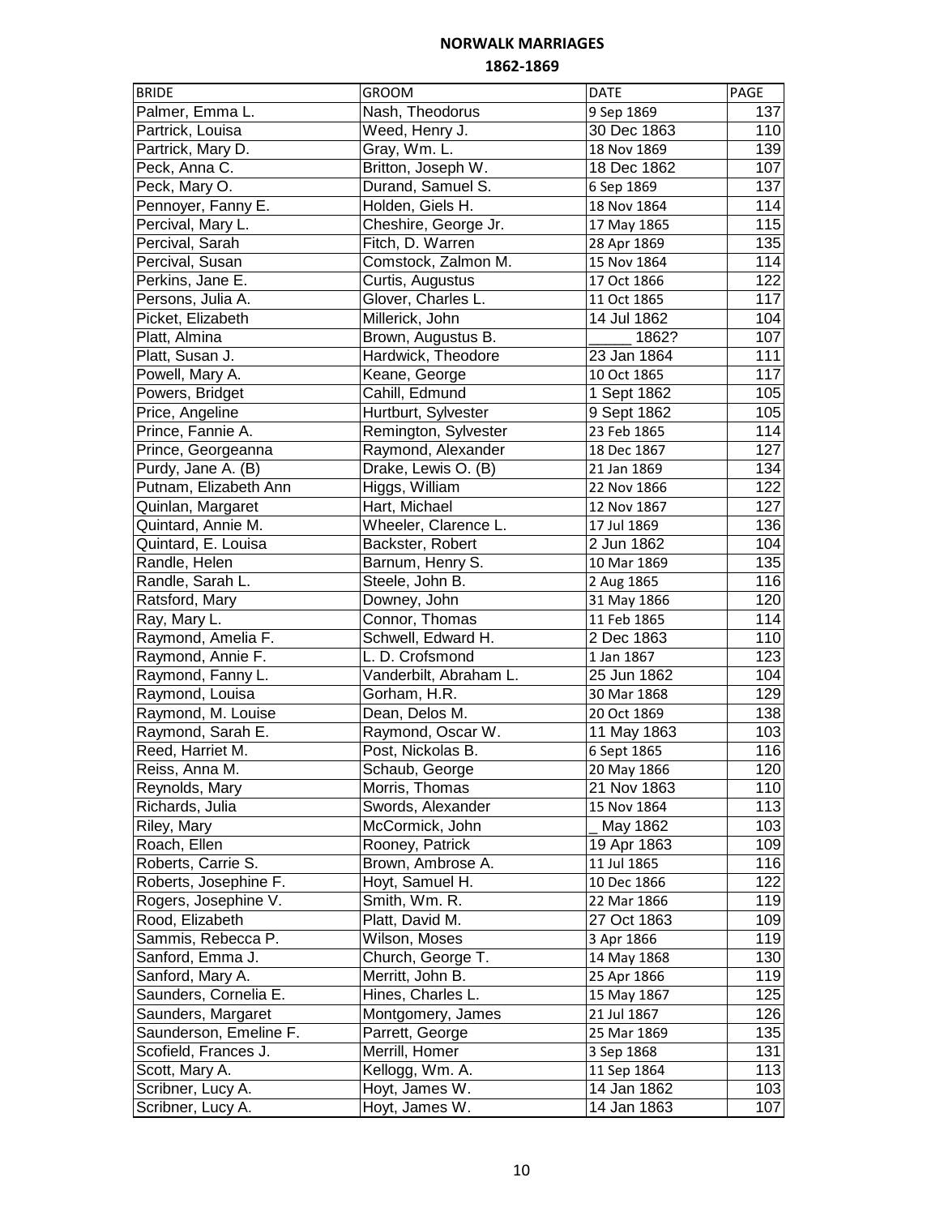# NORWALK MARRIAGES

## 1862-1869

| BRIDE | GROOM | DATE | PAGE |
|---|---|---|---|
| Palmer, Emma L. | Nash, Theodorus | 9 Sep 1869 | 137 |
| Partrick, Louisa | Weed, Henry J. | 30 Dec 1863 | 110 |
| Partrick, Mary D. | Gray, Wm. L. | 18 Nov 1869 | 139 |
| Peck, Anna C. | Britton, Joseph W. | 18 Dec 1862 | 107 |
| Peck, Mary O. | Durand, Samuel S. | 6 Sep 1869 | 137 |
| Pennoyer, Fanny E. | Holden, Giels H. | 18 Nov 1864 | 114 |
| Percival, Mary L. | Cheshire, George Jr. | 17 May 1865 | 115 |
| Percival, Sarah | Fitch, D. Warren | 28 Apr 1869 | 135 |
| Percival, Susan | Comstock, Zalmon M. | 15 Nov 1864 | 114 |
| Perkins, Jane E. | Curtis, Augustus | 17 Oct 1866 | 122 |
| Persons, Julia A. | Glover, Charles L. | 11 Oct 1865 | 117 |
| Picket, Elizabeth | Millerick, John | 14 Jul 1862 | 104 |
| Platt, Almina | Brown, Augustus B. | _____ 1862? | 107 |
| Platt, Susan J. | Hardwick, Theodore | 23 Jan 1864 | 111 |
| Powell, Mary A. | Keane, George | 10 Oct 1865 | 117 |
| Powers, Bridget | Cahill, Edmund | 1 Sept 1862 | 105 |
| Price, Angeline | Hurtburt, Sylvester | 9 Sept 1862 | 105 |
| Prince, Fannie A. | Remington, Sylvester | 23 Feb 1865 | 114 |
| Prince, Georgeanna | Raymond, Alexander | 18 Dec 1867 | 127 |
| Purdy, Jane A. (B) | Drake, Lewis O. (B) | 21 Jan 1869 | 134 |
| Putnam, Elizabeth Ann | Higgs, William | 22 Nov 1866 | 122 |
| Quinlan, Margaret | Hart, Michael | 12 Nov 1867 | 127 |
| Quintard, Annie M. | Wheeler, Clarence L. | 17 Jul 1869 | 136 |
| Quintard, E. Louisa | Backster, Robert | 2 Jun 1862 | 104 |
| Randle, Helen | Barnum, Henry S. | 10 Mar 1869 | 135 |
| Randle, Sarah L. | Steele, John B. | 2 Aug 1865 | 116 |
| Ratsford, Mary | Downey, John | 31 May 1866 | 120 |
| Ray, Mary L. | Connor, Thomas | 11 Feb 1865 | 114 |
| Raymond, Amelia F. | Schwell, Edward H. | 2 Dec 1863 | 110 |
| Raymond, Annie F. | L. D. Crofsmond | 1 Jan 1867 | 123 |
| Raymond, Fanny L. | Vanderbilt, Abraham L. | 25 Jun 1862 | 104 |
| Raymond, Louisa | Gorham, H.R. | 30 Mar 1868 | 129 |
| Raymond, M. Louise | Dean, Delos M. | 20 Oct 1869 | 138 |
| Raymond, Sarah E. | Raymond, Oscar W. | 11 May 1863 | 103 |
| Reed, Harriet M. | Post, Nickolas B. | 6 Sept 1865 | 116 |
| Reiss, Anna M. | Schaub, George | 20 May 1866 | 120 |
| Reynolds, Mary | Morris, Thomas | 21 Nov 1863 | 110 |
| Richards, Julia | Swords, Alexander | 15 Nov 1864 | 113 |
| Riley, Mary | McCormick, John | _ May 1862 | 103 |
| Roach, Ellen | Rooney, Patrick | 19 Apr 1863 | 109 |
| Roberts, Carrie S. | Brown, Ambrose A. | 11 Jul 1865 | 116 |
| Roberts, Josephine F. | Hoyt, Samuel H. | 10 Dec 1866 | 122 |
| Rogers, Josephine V. | Smith, Wm. R. | 22 Mar 1866 | 119 |
| Rood, Elizabeth | Platt, David M. | 27 Oct 1863 | 109 |
| Sammis, Rebecca P. | Wilson, Moses | 3 Apr 1866 | 119 |
| Sanford, Emma J. | Church, George T. | 14 May 1868 | 130 |
| Sanford, Mary A. | Merritt, John B. | 25 Apr 1866 | 119 |
| Saunders, Cornelia E. | Hines, Charles L. | 15 May 1867 | 125 |
| Saunders, Margaret | Montgomery, James | 21 Jul 1867 | 126 |
| Saunderson, Emeline F. | Parrett, George | 25 Mar 1869 | 135 |
| Scofield, Frances J. | Merrill, Homer | 3 Sep 1868 | 131 |
| Scott, Mary A. | Kellogg, Wm. A. | 11 Sep 1864 | 113 |
| Scribner, Lucy A. | Hoyt, James W. | 14 Jan 1862 | 103 |
| Scribner, Lucy A. | Hoyt, James W. | 14 Jan 1863 | 107 |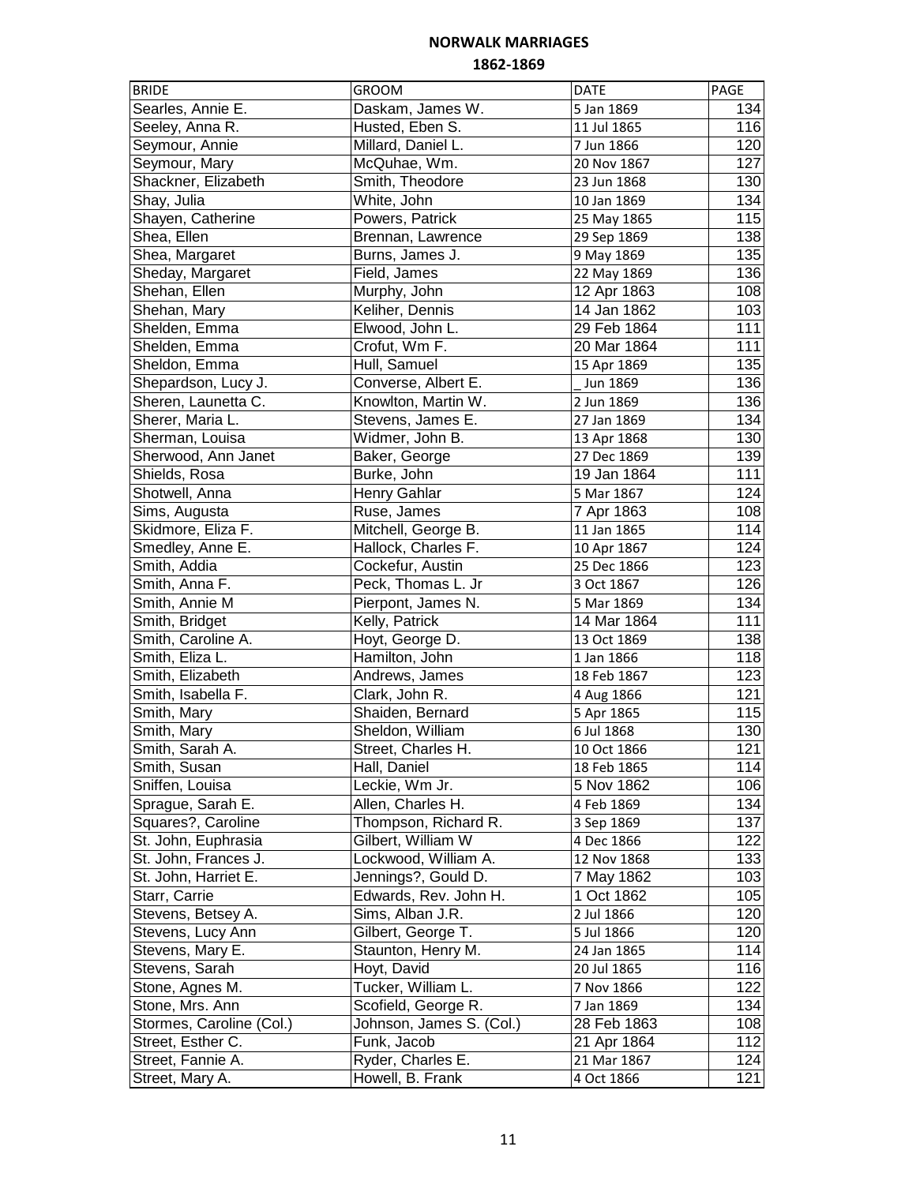# NORWALK MARRIAGES

## 1862-1869

| BRIDE | GROOM | DATE | PAGE |
|---|---|---|---|
| Searles, Annie E. | Daskam, James W. | 5 Jan 1869 | 134 |
| Seeley, Anna R. | Husted, Eben S. | 11 Jul 1865 | 116 |
| Seymour, Annie | Millard, Daniel L. | 7 Jun 1866 | 120 |
| Seymour, Mary | McQuhae, Wm. | 20 Nov 1867 | 127 |
| Shackner, Elizabeth | Smith, Theodore | 23 Jun 1868 | 130 |
| Shay, Julia | White, John | 10 Jan 1869 | 134 |
| Shayen, Catherine | Powers, Patrick | 25 May 1865 | 115 |
| Shea, Ellen | Brennan, Lawrence | 29 Sep 1869 | 138 |
| Shea, Margaret | Burns, James J. | 9 May 1869 | 135 |
| Sheday, Margaret | Field, James | 22 May 1869 | 136 |
| Shehan, Ellen | Murphy, John | 12 Apr 1863 | 108 |
| Shehan, Mary | Keliher, Dennis | 14 Jan 1862 | 103 |
| Shelden, Emma | Elwood, John L. | 29 Feb 1864 | 111 |
| Shelden, Emma | Crofut, Wm F. | 20 Mar 1864 | 111 |
| Sheldon, Emma | Hull, Samuel | 15 Apr 1869 | 135 |
| Shepardson, Lucy J. | Converse, Albert E. | _ Jun 1869 | 136 |
| Sheren, Launetta C. | Knowlton, Martin W. | 2 Jun 1869 | 136 |
| Sherer, Maria L. | Stevens, James E. | 27 Jan 1869 | 134 |
| Sherman, Louisa | Widmer, John B. | 13 Apr 1868 | 130 |
| Sherwood, Ann Janet | Baker, George | 27 Dec 1869 | 139 |
| Shields, Rosa | Burke, John | 19 Jan 1864 | 111 |
| Shotwell, Anna | Henry Gahlar | 5 Mar 1867 | 124 |
| Sims, Augusta | Ruse, James | 7 Apr 1863 | 108 |
| Skidmore, Eliza F. | Mitchell, George B. | 11 Jan 1865 | 114 |
| Smedley, Anne E. | Hallock, Charles F. | 10 Apr 1867 | 124 |
| Smith, Addia | Cockefur, Austin | 25 Dec 1866 | 123 |
| Smith, Anna F. | Peck, Thomas L. Jr | 3 Oct 1867 | 126 |
| Smith, Annie M | Pierpont, James N. | 5 Mar 1869 | 134 |
| Smith, Bridget | Kelly, Patrick | 14 Mar 1864 | 111 |
| Smith, Caroline A. | Hoyt, George D. | 13 Oct 1869 | 138 |
| Smith, Eliza L. | Hamilton, John | 1 Jan 1866 | 118 |
| Smith, Elizabeth | Andrews, James | 18 Feb 1867 | 123 |
| Smith, Isabella F. | Clark, John R. | 4 Aug 1866 | 121 |
| Smith, Mary | Shaiden, Bernard | 5 Apr 1865 | 115 |
| Smith, Mary | Sheldon, William | 6 Jul 1868 | 130 |
| Smith, Sarah A. | Street, Charles H. | 10 Oct 1866 | 121 |
| Smith, Susan | Hall, Daniel | 18 Feb 1865 | 114 |
| Sniffen, Louisa | Leckie, Wm Jr. | 5 Nov 1862 | 106 |
| Sprague, Sarah E. | Allen, Charles H. | 4 Feb 1869 | 134 |
| Squares?, Caroline | Thompson, Richard R. | 3 Sep 1869 | 137 |
| St. John, Euphrasia | Gilbert, William W | 4 Dec 1866 | 122 |
| St. John, Frances J. | Lockwood, William A. | 12 Nov 1868 | 133 |
| St. John, Harriet E. | Jennings?, Gould D. | 7 May 1862 | 103 |
| Starr, Carrie | Edwards, Rev. John H. | 1 Oct 1862 | 105 |
| Stevens, Betsey A. | Sims, Alban J.R. | 2 Jul 1866 | 120 |
| Stevens, Lucy Ann | Gilbert, George T. | 5 Jul 1866 | 120 |
| Stevens, Mary E. | Staunton, Henry M. | 24 Jan 1865 | 114 |
| Stevens, Sarah | Hoyt, David | 20 Jul 1865 | 116 |
| Stone, Agnes M. | Tucker, William L. | 7 Nov 1866 | 122 |
| Stone, Mrs. Ann | Scofield, George R. | 7 Jan 1869 | 134 |
| Stormes, Caroline (Col.) | Johnson, James S. (Col.) | 28 Feb 1863 | 108 |
| Street, Esther C. | Funk, Jacob | 21 Apr 1864 | 112 |
| Street, Fannie A. | Ryder, Charles E. | 21 Mar 1867 | 124 |
| Street, Mary A. | Howell, B. Frank | 4 Oct 1866 | 121 |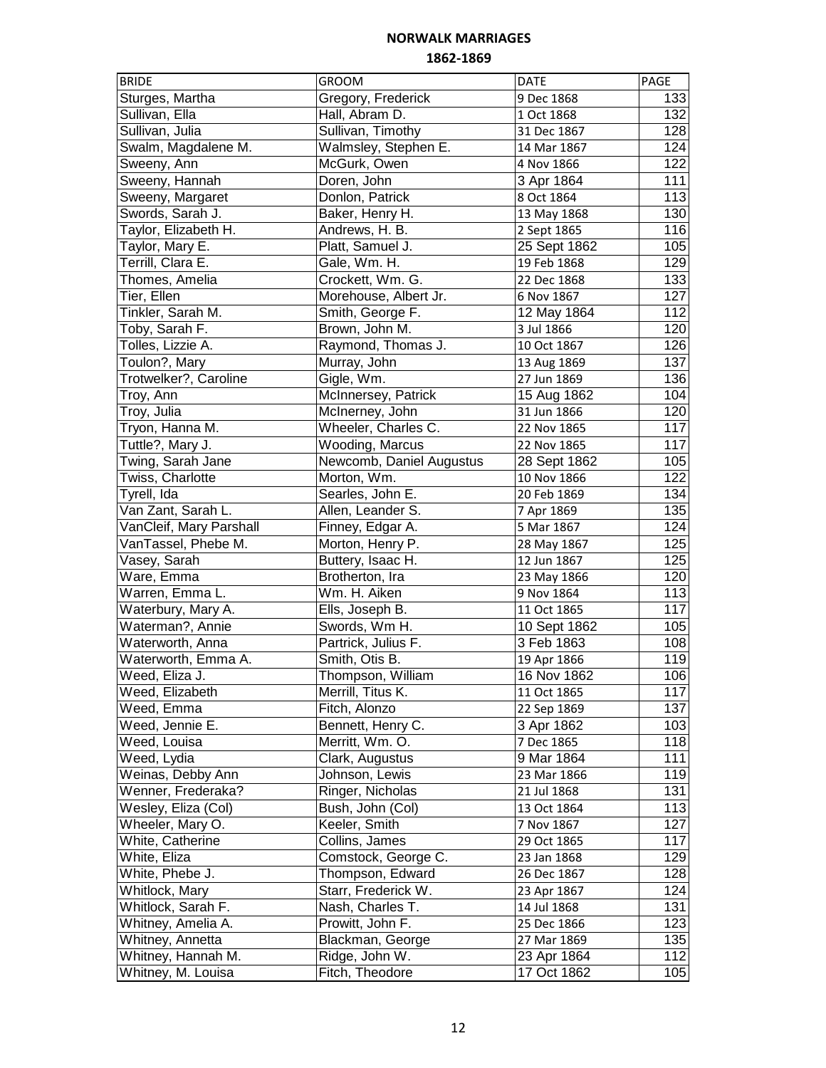# NORWALK MARRIAGES

## 1862-1869

| BRIDE | GROOM | DATE | PAGE |
|---|---|---|---|
| Sturges, Martha | Gregory, Frederick | 9 Dec 1868 | 133 |
| Sullivan, Ella | Hall, Abram D. | 1 Oct 1868 | 132 |
| Sullivan, Julia | Sullivan, Timothy | 31 Dec 1867 | 128 |
| Swalm, Magdalene M. | Walmsley, Stephen E. | 14 Mar 1867 | 124 |
| Sweeny, Ann | McGurk, Owen | 4 Nov 1866 | 122 |
| Sweeny, Hannah | Doren, John | 3 Apr 1864 | 111 |
| Sweeny, Margaret | Donlon, Patrick | 8 Oct 1864 | 113 |
| Swords, Sarah J. | Baker, Henry H. | 13 May 1868 | 130 |
| Taylor, Elizabeth H. | Andrews, H. B. | 2 Sept 1865 | 116 |
| Taylor, Mary E. | Platt, Samuel J. | 25 Sept 1862 | 105 |
| Terrill, Clara E. | Gale, Wm. H. | 19 Feb 1868 | 129 |
| Thomes, Amelia | Crockett, Wm. G. | 22 Dec 1868 | 133 |
| Tier, Ellen | Morehouse, Albert Jr. | 6 Nov 1867 | 127 |
| Tinkler, Sarah M. | Smith, George F. | 12 May 1864 | 112 |
| Toby, Sarah F. | Brown, John M. | 3 Jul 1866 | 120 |
| Tolles, Lizzie A. | Raymond, Thomas J. | 10 Oct 1867 | 126 |
| Toulon?, Mary | Murray, John | 13 Aug 1869 | 137 |
| Trotwelker?, Caroline | Gigle, Wm. | 27 Jun 1869 | 136 |
| Troy, Ann | McInnersey, Patrick | 15 Aug 1862 | 104 |
| Troy, Julia | McInerney, John | 31 Jun 1866 | 120 |
| Tryon, Hanna M. | Wheeler, Charles C. | 22 Nov 1865 | 117 |
| Tuttle?, Mary J. | Wooding, Marcus | 22 Nov 1865 | 117 |
| Twing, Sarah Jane | Newcomb, Daniel Augustus | 28 Sept 1862 | 105 |
| Twiss, Charlotte | Morton, Wm. | 10 Nov 1866 | 122 |
| Tyrell, Ida | Searles, John E. | 20 Feb 1869 | 134 |
| Van Zant, Sarah L. | Allen, Leander S. | 7 Apr 1869 | 135 |
| VanCleif, Mary Parshall | Finney, Edgar A. | 5 Mar 1867 | 124 |
| VanTassel, Phebe M. | Morton, Henry P. | 28 May 1867 | 125 |
| Vasey, Sarah | Buttery, Isaac H. | 12 Jun 1867 | 125 |
| Ware, Emma | Brotherton, Ira | 23 May 1866 | 120 |
| Warren, Emma L. | Wm. H. Aiken | 9 Nov 1864 | 113 |
| Waterbury, Mary A. | Ells, Joseph B. | 11 Oct 1865 | 117 |
| Waterman?, Annie | Swords, Wm H. | 10 Sept 1862 | 105 |
| Waterworth, Anna | Partrick, Julius F. | 3 Feb 1863 | 108 |
| Waterworth, Emma A. | Smith, Otis B. | 19 Apr 1866 | 119 |
| Weed, Eliza J. | Thompson, William | 16 Nov 1862 | 106 |
| Weed, Elizabeth | Merrill, Titus K. | 11 Oct 1865 | 117 |
| Weed, Emma | Fitch, Alonzo | 22 Sep 1869 | 137 |
| Weed, Jennie E. | Bennett, Henry C. | 3 Apr 1862 | 103 |
| Weed, Louisa | Merritt, Wm. O. | 7 Dec 1865 | 118 |
| Weed, Lydia | Clark, Augustus | 9 Mar 1864 | 111 |
| Weinas, Debby Ann | Johnson, Lewis | 23 Mar 1866 | 119 |
| Wenner, Frederaka? | Ringer, Nicholas | 21 Jul 1868 | 131 |
| Wesley, Eliza (Col) | Bush, John (Col) | 13 Oct 1864 | 113 |
| Wheeler, Mary O. | Keeler, Smith | 7 Nov 1867 | 127 |
| White, Catherine | Collins, James | 29 Oct 1865 | 117 |
| White, Eliza | Comstock, George C. | 23 Jan 1868 | 129 |
| White, Phebe J. | Thompson, Edward | 26 Dec 1867 | 128 |
| Whitlock, Mary | Starr, Frederick W. | 23 Apr 1867 | 124 |
| Whitlock, Sarah F. | Nash, Charles T. | 14 Jul 1868 | 131 |
| Whitney, Amelia A. | Prowitt, John F. | 25 Dec 1866 | 123 |
| Whitney, Annetta | Blackman, George | 27 Mar 1869 | 135 |
| Whitney, Hannah M. | Ridge, John W. | 23 Apr 1864 | 112 |
| Whitney, M. Louisa | Fitch, Theodore | 17 Oct 1862 | 105 |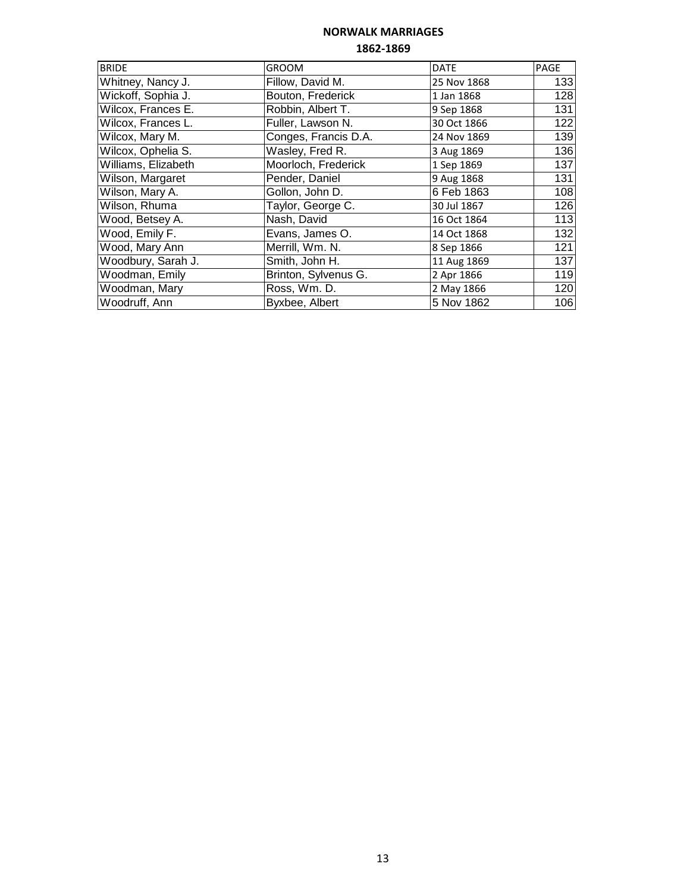**NORWALK MARRIAGES**

**1862-1869**

| BRIDE | GROOM | DATE | PAGE |
|---|---|---|---|
| Whitney, Nancy J. | Fillow, David M. | 25 Nov 1868 | 133 |
| Wickoff, Sophia J. | Bouton, Frederick | 1 Jan 1868 | 128 |
| Wilcox, Frances E. | Robbin, Albert T. | 9 Sep 1868 | 131 |
| Wilcox, Frances L. | Fuller, Lawson N. | 30 Oct 1866 | 122 |
| Wilcox, Mary M. | Conges, Francis D.A. | 24 Nov 1869 | 139 |
| Wilcox, Ophelia S. | Wasley, Fred R. | 3 Aug 1869 | 136 |
| Williams, Elizabeth | Moorloch, Frederick | 1 Sep 1869 | 137 |
| Wilson, Margaret | Pender, Daniel | 9 Aug 1868 | 131 |
| Wilson, Mary A. | Gollon, John D. | 6 Feb 1863 | 108 |
| Wilson, Rhuma | Taylor, George C. | 30 Jul 1867 | 126 |
| Wood, Betsey A. | Nash, David | 16 Oct 1864 | 113 |
| Wood, Emily F. | Evans, James O. | 14 Oct 1868 | 132 |
| Wood, Mary Ann | Merrill, Wm. N. | 8 Sep 1866 | 121 |
| Woodbury, Sarah J. | Smith, John H. | 11 Aug 1869 | 137 |
| Woodman, Emily | Brinton, Sylvenus G. | 2 Apr 1866 | 119 |
| Woodman, Mary | Ross, Wm. D. | 2 May 1866 | 120 |
| Woodruff, Ann | Byxbee, Albert | 5 Nov 1862 | 106 |